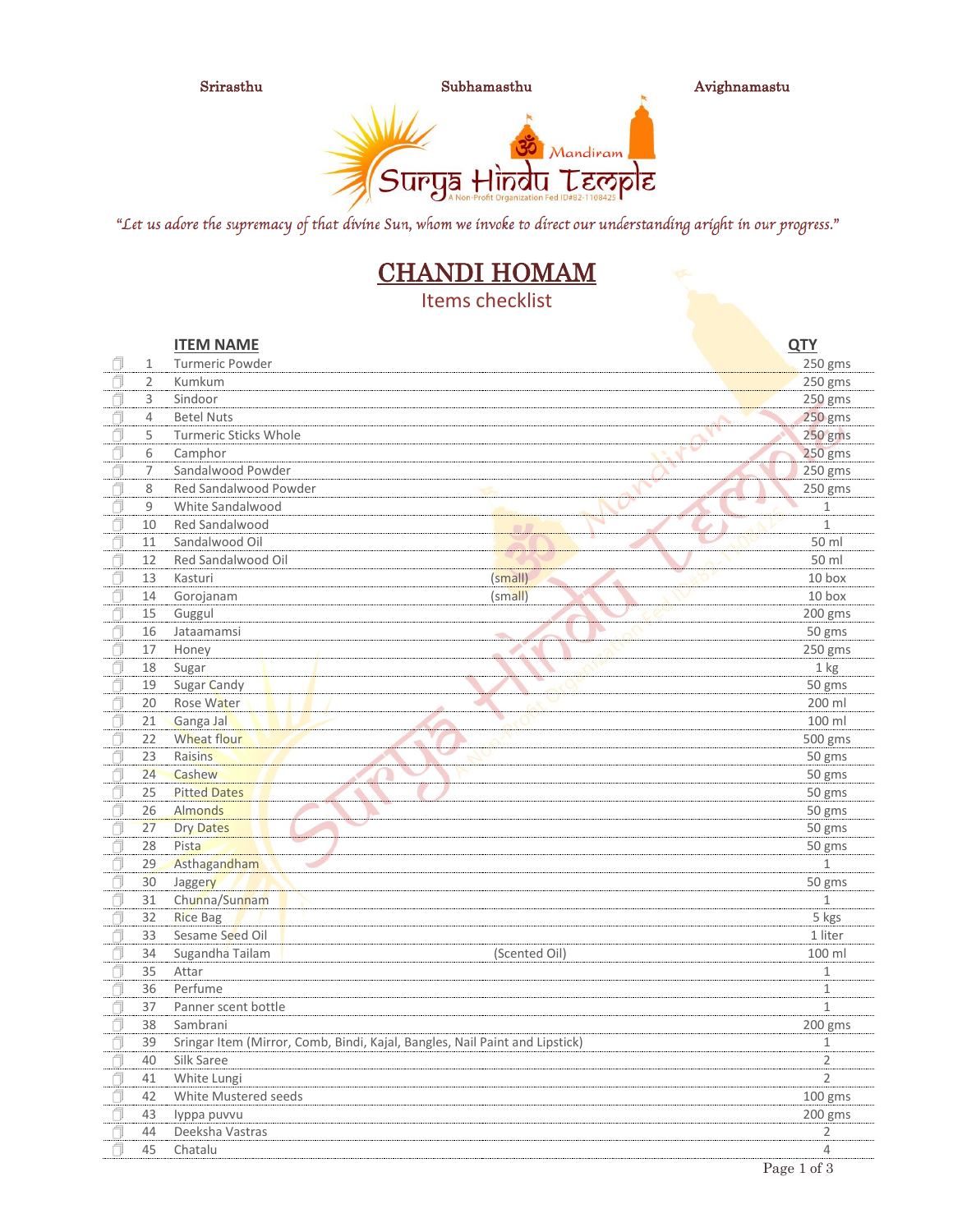Srirasthu | Subhamasthu | Avighnamastu

Surya Hindu Temple — Mandiram — A Non-Profit Organization Fed ID#82-1108425

*"Let us adore the supremacy of that divine Sun, whom we invoke to direct our understanding aright in our progress."*

# CHANDI HOMAM

## Items checklist

| | | ITEM NAME | | QTY |
|---|---|---|---|---|
| ☐ | 1 | Turmeric Powder | | 250 gms |
| ☐ | 2 | Kumkum | | 250 gms |
| ☐ | 3 | Sindoor | | 250 gms |
| ☐ | 4 | Betel Nuts | | 250 gms |
| ☐ | 5 | Turmeric Sticks Whole | | 250 gms |
| ☐ | 6 | Camphor | | 250 gms |
| ☐ | 7 | Sandalwood Powder | | 250 gms |
| ☐ | 8 | Red Sandalwood Powder | | 250 gms |
| ☐ | 9 | White Sandalwood | | 1 |
| ☐ | 10 | Red Sandalwood | | 1 |
| ☐ | 11 | Sandalwood Oil | | 50 ml |
| ☐ | 12 | Red Sandalwood Oil | | 50 ml |
| ☐ | 13 | Kasturi | (small) | 10 box |
| ☐ | 14 | Gorojanam | (small) | 10 box |
| ☐ | 15 | Guggul | | 200 gms |
| ☐ | 16 | Jataamamsi | | 50 gms |
| ☐ | 17 | Honey | | 250 gms |
| ☐ | 18 | Sugar | | 1 kg |
| ☐ | 19 | Sugar Candy | | 50 gms |
| ☐ | 20 | Rose Water | | 200 ml |
| ☐ | 21 | Ganga Jal | | 100 ml |
| ☐ | 22 | Wheat flour | | 500 gms |
| ☐ | 23 | Raisins | | 50 gms |
| ☐ | 24 | Cashew | | 50 gms |
| ☐ | 25 | Pitted Dates | | 50 gms |
| ☐ | 26 | Almonds | | 50 gms |
| ☐ | 27 | Dry Dates | | 50 gms |
| ☐ | 28 | Pista | | 50 gms |
| ☐ | 29 | Asthagandham | | 1 |
| ☐ | 30 | Jaggery | | 50 gms |
| ☐ | 31 | Chunna/Sunnam | | 1 |
| ☐ | 32 | Rice Bag | | 5 kgs |
| ☐ | 33 | Sesame Seed Oil | | 1 liter |
| ☐ | 34 | Sugandha Tailam | (Scented Oil) | 100 ml |
| ☐ | 35 | Attar | | 1 |
| ☐ | 36 | Perfume | | 1 |
| ☐ | 37 | Panner scent bottle | | 1 |
| ☐ | 38 | Sambrani | | 200 gms |
| ☐ | 39 | Sringar Item (Mirror, Comb, Bindi, Kajal, Bangles, Nail Paint and Lipstick) | | 1 |
| ☐ | 40 | Silk Saree | | 2 |
| ☐ | 41 | White Lungi | | 2 |
| ☐ | 42 | White Mustered seeds | | 100 gms |
| ☐ | 43 | Iyppa puvvu | | 200 gms |
| ☐ | 44 | Deeksha Vastras | | 2 |
| ☐ | 45 | Chatalu | | 4 |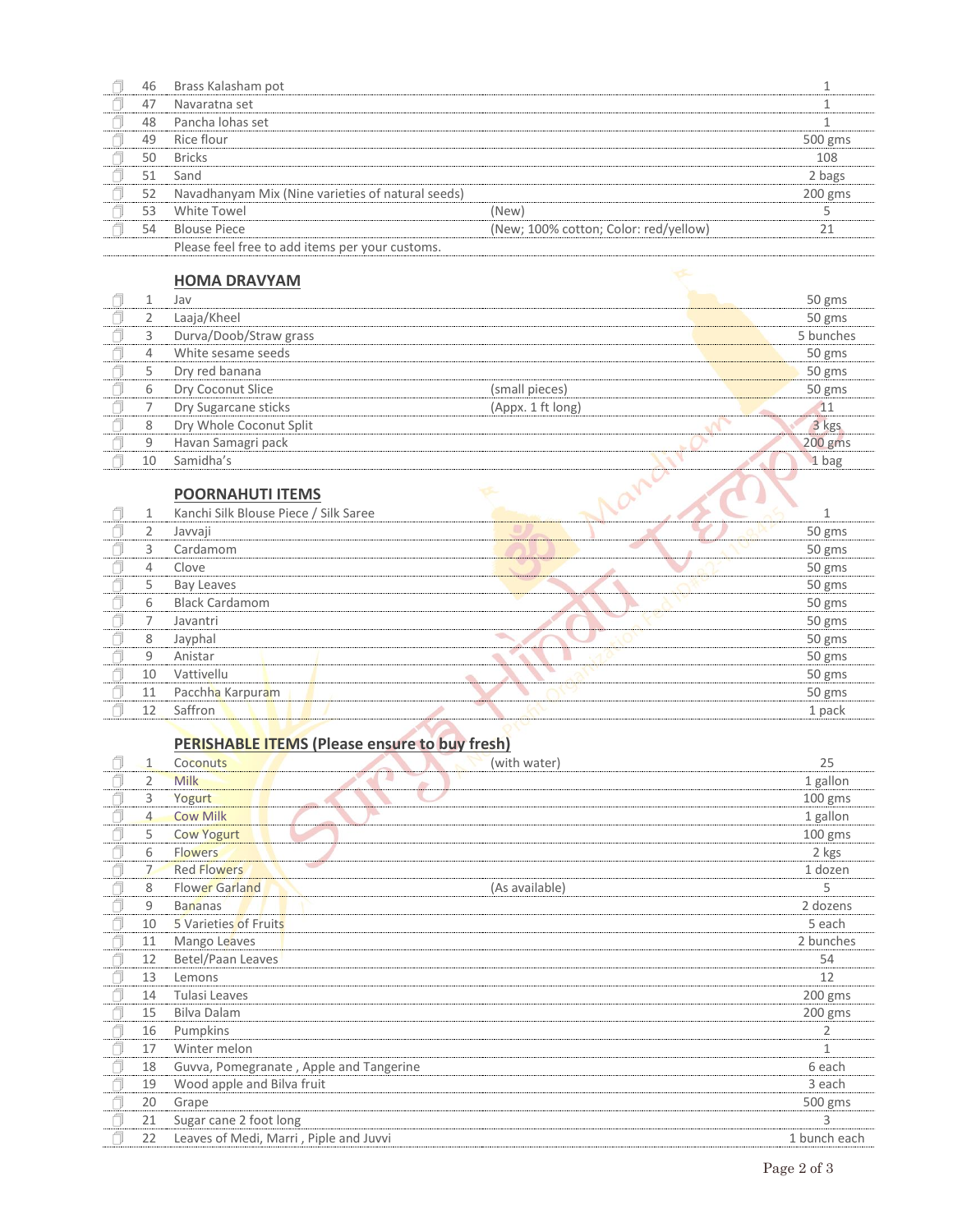| | # | Item | Notes | Quantity |
|---|---|---|---|---|
| ☐ | 46 | Brass Kalasham pot | | 1 |
| ☐ | 47 | Navaratna set | | 1 |
| ☐ | 48 | Pancha lohas set | | 1 |
| ☐ | 49 | Rice flour | | 500 gms |
| ☐ | 50 | Bricks | | 108 |
| ☐ | 51 | Sand | | 2 bags |
| ☐ | 52 | Navadhanyam Mix (Nine varieties of natural seeds) | | 200 gms |
| ☐ | 53 | White Towel | (New) | 5 |
| ☐ | 54 | Blouse Piece | (New; 100% cotton; Color: red/yellow) | 21 |
| | | Please feel free to add items per your customs. | | |

## HOMA DRAVYAM

| | # | Item | Notes | Quantity |
|---|---|---|---|---|
| ☐ | 1 | Jav | | 50 gms |
| ☐ | 2 | Laaja/Kheel | | 50 gms |
| ☐ | 3 | Durva/Doob/Straw grass | | 5 bunches |
| ☐ | 4 | White sesame seeds | | 50 gms |
| ☐ | 5 | Dry red banana | | 50 gms |
| ☐ | 6 | Dry Coconut Slice | (small pieces) | 50 gms |
| ☐ | 7 | Dry Sugarcane sticks | (Appx. 1 ft long) | 11 |
| ☐ | 8 | Dry Whole Coconut Split | | 3 kgs |
| ☐ | 9 | Havan Samagri pack | | 200 gms |
| ☐ | 10 | Samidha's | | 1 bag |

## POORNAHUTI ITEMS

| | # | Item | Notes | Quantity |
|---|---|---|---|---|
| ☐ | 1 | Kanchi Silk Blouse Piece / Silk Saree | | 1 |
| ☐ | 2 | Javvaji | | 50 gms |
| ☐ | 3 | Cardamom | | 50 gms |
| ☐ | 4 | Clove | | 50 gms |
| ☐ | 5 | Bay Leaves | | 50 gms |
| ☐ | 6 | Black Cardamom | | 50 gms |
| ☐ | 7 | Javantri | | 50 gms |
| ☐ | 8 | Jayphal | | 50 gms |
| ☐ | 9 | Anistar | | 50 gms |
| ☐ | 10 | Vattivellu | | 50 gms |
| ☐ | 11 | Pacchha Karpuram | | 50 gms |
| ☐ | 12 | Saffron | | 1 pack |

## PERISHABLE ITEMS (Please ensure to buy fresh)

| | # | Item | Notes | Quantity |
|---|---|---|---|---|
| ☐ | 1 | Coconuts | (with water) | 25 |
| ☐ | 2 | Milk | | 1 gallon |
| ☐ | 3 | Yogurt | | 100 gms |
| ☐ | 4 | Cow Milk | | 1 gallon |
| ☐ | 5 | Cow Yogurt | | 100 gms |
| ☐ | 6 | Flowers | | 2 kgs |
| ☐ | 7 | Red Flowers | | 1 dozen |
| ☐ | 8 | Flower Garland | (As available) | 5 |
| ☐ | 9 | Bananas | | 2 dozens |
| ☐ | 10 | 5 Varieties of Fruits | | 5 each |
| ☐ | 11 | Mango Leaves | | 2 bunches |
| ☐ | 12 | Betel/Paan Leaves | | 54 |
| ☐ | 13 | Lemons | | 12 |
| ☐ | 14 | Tulasi Leaves | | 200 gms |
| ☐ | 15 | Bilva Dalam | | 200 gms |
| ☐ | 16 | Pumpkins | | 2 |
| ☐ | 17 | Winter melon | | 1 |
| ☐ | 18 | Guvva, Pomegranate , Apple and Tangerine | | 6 each |
| ☐ | 19 | Wood apple and Bilva fruit | | 3 each |
| ☐ | 20 | Grape | | 500 gms |
| ☐ | 21 | Sugar cane 2 foot long | | 3 |
| ☐ | 22 | Leaves of Medi, Marri , Piple and Juvvi | | 1 bunch each |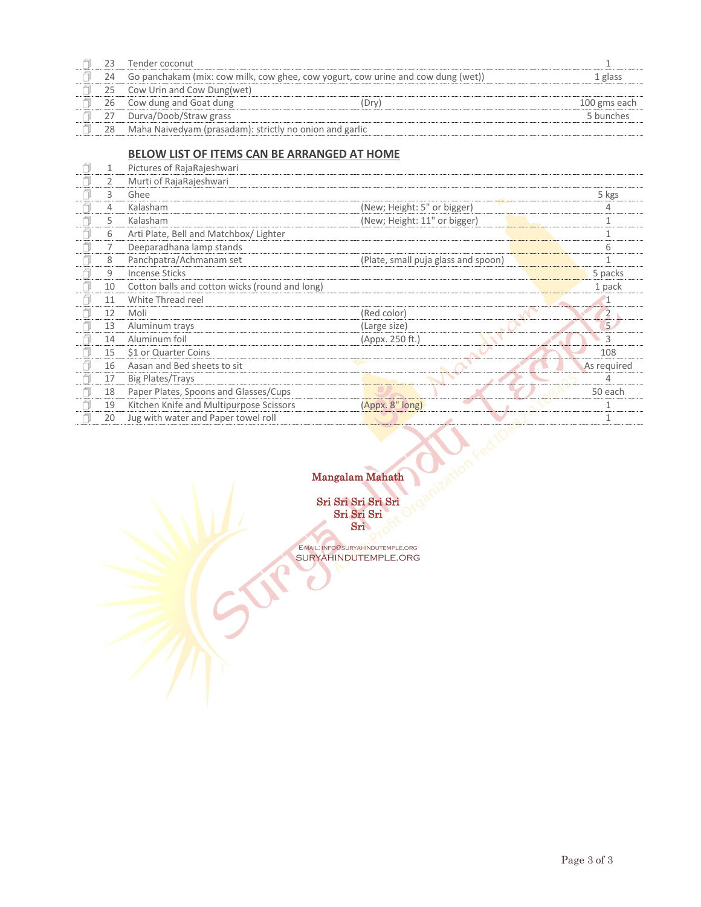| | | | | |
|---|---|---|---|---|
| ☐ | 23 | Tender coconut | | 1 |
| ☐ | 24 | Go panchakam (mix: cow milk, cow ghee, cow yogurt, cow urine and cow dung (wet)) | | 1 glass |
| ☐ | 25 | Cow Urin and Cow Dung(wet) | | |
| ☐ | 26 | Cow dung and Goat dung | (Dry) | 100 gms each |
| ☐ | 27 | Durva/Doob/Straw grass | | 5 bunches |
| ☐ | 28 | Maha Naivedyam (prasadam): strictly no onion and garlic | | |

## BELOW LIST OF ITEMS CAN BE ARRANGED AT HOME

| | | | | |
|---|---|---|---|---|
| ☐ | 1 | Pictures of RajaRajeshwari | | |
| ☐ | 2 | Murti of RajaRajeshwari | | |
| ☐ | 3 | Ghee | | 5 kgs |
| ☐ | 4 | Kalasham | (New; Height: 5" or bigger) | 4 |
| ☐ | 5 | Kalasham | (New; Height: 11" or bigger) | 1 |
| ☐ | 6 | Arti Plate, Bell and Matchbox/ Lighter | | 1 |
| ☐ | 7 | Deeparadhana lamp stands | | 6 |
| ☐ | 8 | Panchpatra/Achmanam set | (Plate, small puja glass and spoon) | 1 |
| ☐ | 9 | Incense Sticks | | 5 packs |
| ☐ | 10 | Cotton balls and cotton wicks (round and long) | | 1 pack |
| ☐ | 11 | White Thread reel | | 1 |
| ☐ | 12 | Moli | (Red color) | 2 |
| ☐ | 13 | Aluminum trays | (Large size) | 5 |
| ☐ | 14 | Aluminum foil | (Appx. 250 ft.) | 3 |
| ☐ | 15 | $1 or Quarter Coins | | 108 |
| ☐ | 16 | Aasan and Bed sheets to sit | | As required |
| ☐ | 17 | Big Plates/Trays | | 4 |
| ☐ | 18 | Paper Plates, Spoons and Glasses/Cups | | 50 each |
| ☐ | 19 | Kitchen Knife and Multipurpose Scissors | (Appx. 8" long) | 1 |
| ☐ | 20 | Jug with water and Paper towel roll | | 1 |

Mangalam Mahath

Sri Sri Sri Sri Sri
Sri Sri Sri
Sri

E-MAIL: INFO@SURYAHINDUTEMPLE.ORG
SURYAHINDUTEMPLE.ORG